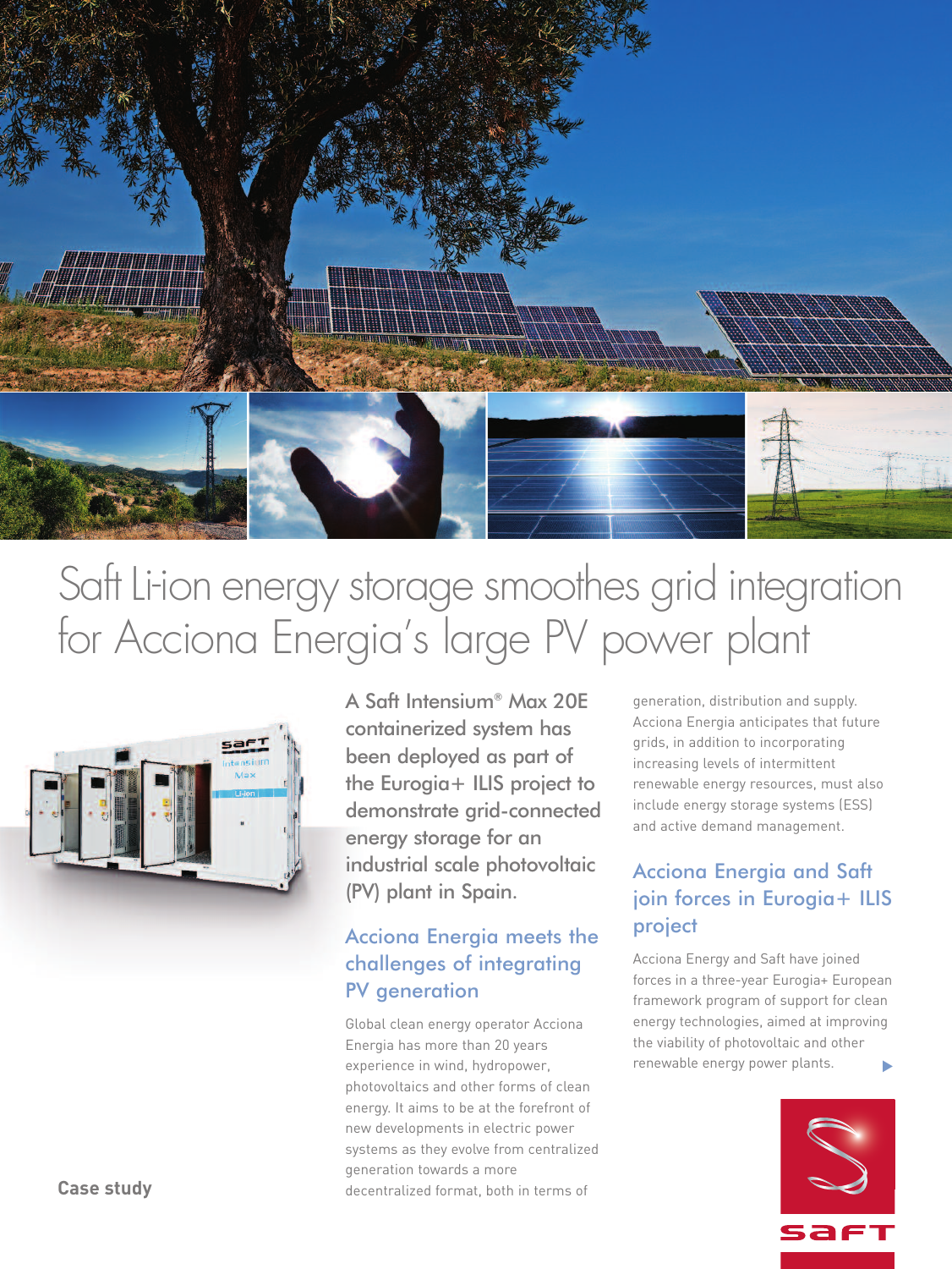# Saft Li-ion energy storage smoothes grid integration for Acciona Energia's large PV power plant

A Saft Intensium® Max 20E containerized system has been deployed as part of the Eurogia+ ILIS project to demonstrate grid-connected energy storage for an industrial scale photovoltaic (PV) plant in Spain.

## Acciona Energia meets the challenges of integrating PV generation

Global clean energy operator Acciona Energia has more than 20 years experience in wind, hydropower, photovoltaics and other forms of clean energy. It aims to be at the forefront of new developments in electric power systems as they evolve from centralized generation towards a more decentralized format, both in terms of generation, distribution and supply. Acciona Energia anticipates that future grids, in addition to incorporating increasing levels of intermittent renewable energy resources, must also include energy storage systems (ESS) and active demand management.

## Acciona Energia and Saft join forces in Eurogia+ ILIS project

Acciona Energy and Saft have joined forces in a three-year Eurogia+ European framework program of support for clean energy technologies, aimed at improving the viability of photovoltaic and other renewable energy power plants.

Case study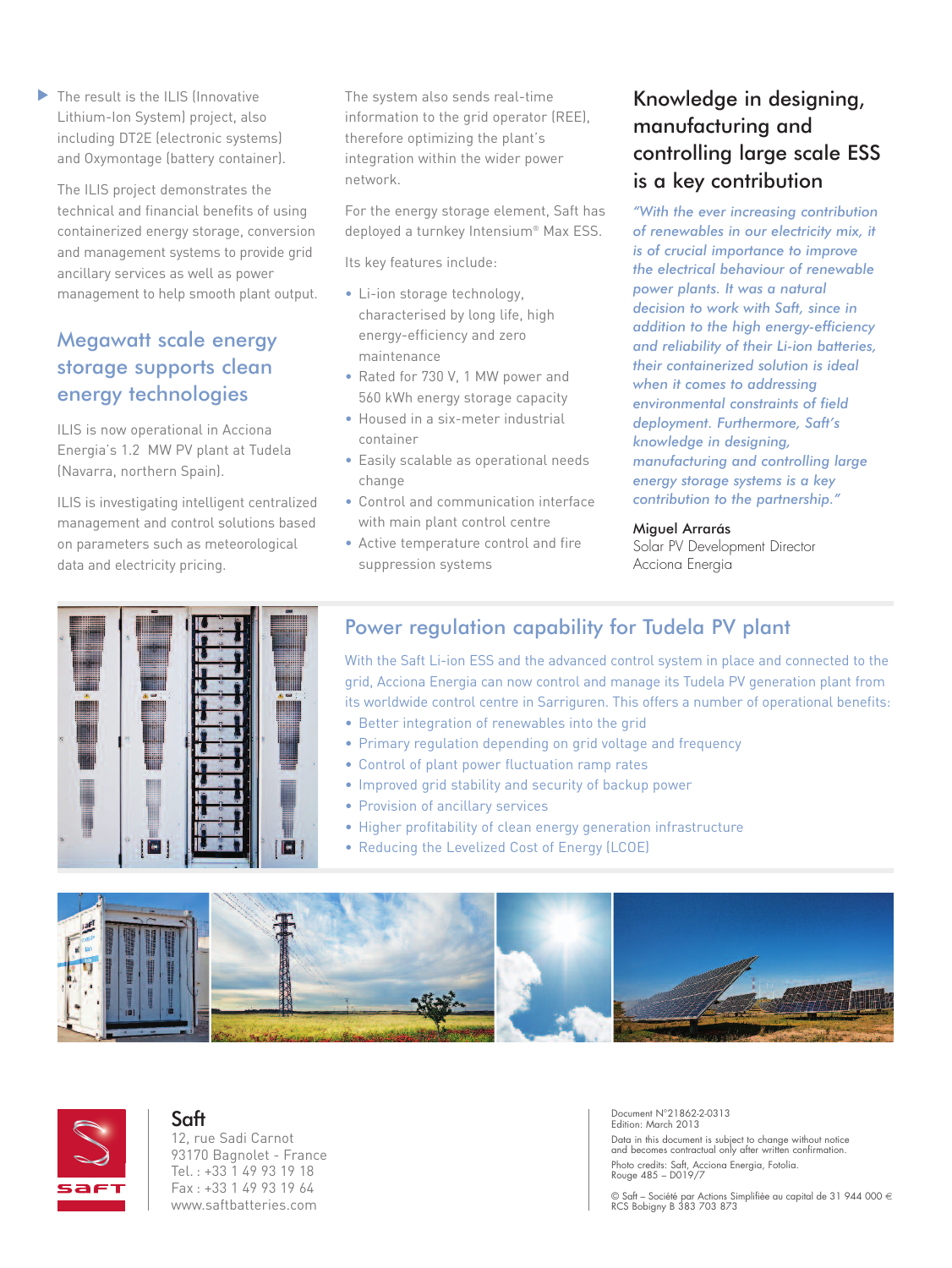The result is the ILIS (Innovative Lithium-Ion System) project, also including DT2E (electronic systems) and Oxymontage (battery container).

The ILIS project demonstrates the technical and financial benefits of using containerized energy storage, conversion and management systems to provide grid ancillary services as well as power management to help smooth plant output.

## Megawatt scale energy storage supports clean energy technologies

ILIS is now operational in Acciona Energia's 1.2 MW PV plant at Tudela (Navarra, northern Spain).

ILIS is investigating intelligent centralized management and control solutions based on parameters such as meteorological data and electricity pricing.

The system also sends real-time information to the grid operator (REE), therefore optimizing the plant's integration within the wider power network.

For the energy storage element, Saft has deployed a turnkey Intensium® Max ESS.

Its key features include:

- Li-ion storage technology, characterised by long life, high energy-efficiency and zero maintenance
- Rated for 730 V, 1 MW power and 560 kWh energy storage capacity
- Housed in a six-meter industrial container
- Easily scalable as operational needs change
- Control and communication interface with main plant control centre
- Active temperature control and fire suppression systems

## Knowledge in designing, manufacturing and controlling large scale ESS is a key contribution

*"With the ever increasing contribution of renewables in our electricity mix, it is of crucial importance to improve the electrical behaviour of renewable power plants. It was a natural decision to work with Saft, since in addition to the high energy-efficiency and reliability of their Li-ion batteries, their containerized solution is ideal when it comes to addressing environmental constraints of field deployment. Furthermore, Saft's knowledge in designing, manufacturing and controlling large energy storage systems is a key contribution to the partnership."*

Miguel Arrarás
Solar PV Development Director
Acciona Energia

## Power regulation capability for Tudela PV plant

With the Saft Li-ion ESS and the advanced control system in place and connected to the grid, Acciona Energia can now control and manage its Tudela PV generation plant from its worldwide control centre in Sarriguren. This offers a number of operational benefits:

- Better integration of renewables into the grid
- Primary regulation depending on grid voltage and frequency
- Control of plant power fluctuation ramp rates
- Improved grid stability and security of backup power
- Provision of ancillary services
- Higher profitability of clean energy generation infrastructure
- Reducing the Levelized Cost of Energy (LCOE)

Saft
12, rue Sadi Carnot
93170 Bagnolet - France
Tel. : +33 1 49 93 19 18
Fax : +33 1 49 93 19 64
www.saftbatteries.com

Document N°21862-2-0313
Edition: March 2013

Data in this document is subject to change without notice and becomes contractual only after written confirmation.

Photo credits: Saft, Acciona Energia, Fotolia.
Rouge 485 – D019/7

© Saft – Société par Actions Simplifiée au capital de 31 944 000 €
RCS Bobigny B 383 703 873